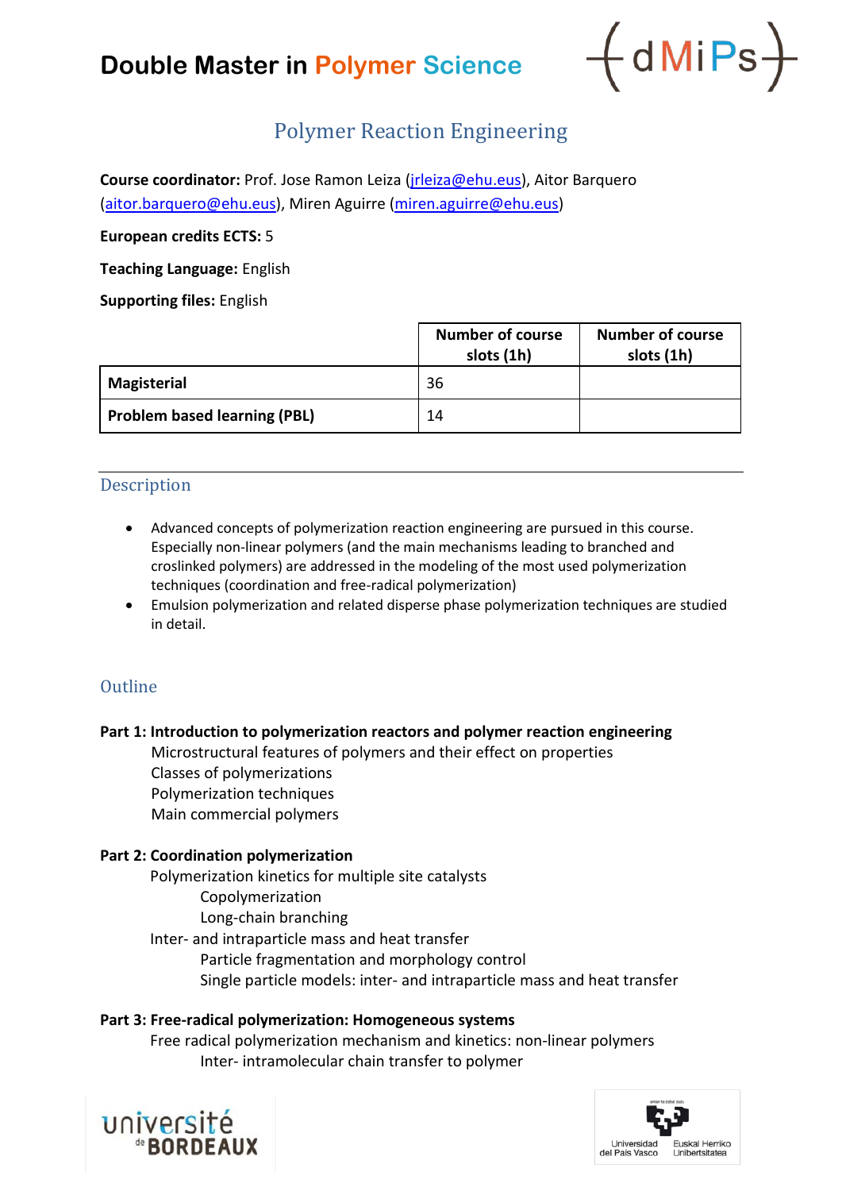# Double Master in Polymer Science

## Polymer Reaction Engineering

**Course coordinator:** Prof. Jose Ramon Leiza (jrleiza@ehu.eus), Aitor Barquero (aitor.barquero@ehu.eus), Miren Aguirre (miren.aguirre@ehu.eus)

**European credits ECTS:** 5

**Teaching Language:** English

**Supporting files:** English

| | Number of course slots (1h) | Number of course slots (1h) |
|---|---|---|
| **Magisterial** | 36 | |
| **Problem based learning (PBL)** | 14 | |

### Description

- Advanced concepts of polymerization reaction engineering are pursued in this course. Especially non-linear polymers (and the main mechanisms leading to branched and croslinked polymers) are addressed in the modeling of the most used polymerization techniques (coordination and free-radical polymerization)
- Emulsion polymerization and related disperse phase polymerization techniques are studied in detail.

### Outline

**Part 1: Introduction to polymerization reactors and polymer reaction engineering**

- Microstructural features of polymers and their effect on properties
- Classes of polymerizations
- Polymerization techniques
- Main commercial polymers

**Part 2: Coordination polymerization**

- Polymerization kinetics for multiple site catalysts
  - Copolymerization
  - Long-chain branching
- Inter- and intraparticle mass and heat transfer
  - Particle fragmentation and morphology control
  - Single particle models: inter- and intraparticle mass and heat transfer

**Part 3: Free-radical polymerization: Homogeneous systems**

- Free radical polymerization mechanism and kinetics: non-linear polymers
  - Inter- intramolecular chain transfer to polymer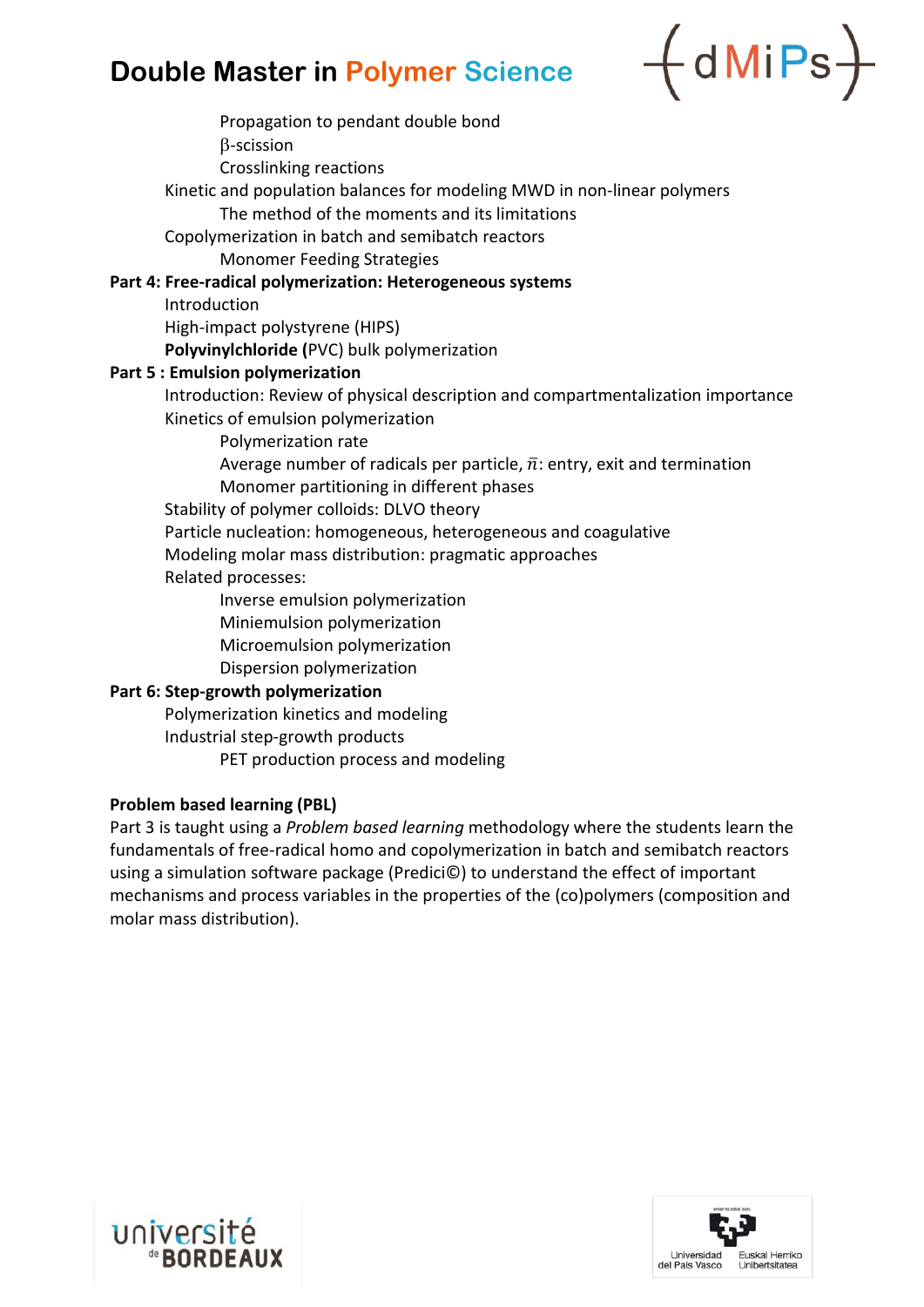- Propagation to pendant double bond
- β-scission
- Crosslinking reactions

Kinetic and population balances for modeling MWD in non-linear polymers

- The method of the moments and its limitations

Copolymerization in batch and semibatch reactors

- Monomer Feeding Strategies

**Part 4: Free-radical polymerization: Heterogeneous systems**

Introduction

High-impact polystyrene (HIPS)

**Polyvinylchloride (**PVC) bulk polymerization

**Part 5 : Emulsion polymerization**

Introduction: Review of physical description and compartmentalization importance

Kinetics of emulsion polymerization

- Polymerization rate
- Average number of radicals per particle, $\bar{n}$: entry, exit and termination
- Monomer partitioning in different phases

Stability of polymer colloids: DLVO theory

Particle nucleation: homogeneous, heterogeneous and coagulative

Modeling molar mass distribution: pragmatic approaches

Related processes:

- Inverse emulsion polymerization
- Miniemulsion polymerization
- Microemulsion polymerization
- Dispersion polymerization

**Part 6: Step-growth polymerization**

Polymerization kinetics and modeling

Industrial step-growth products

- PET production process and modeling

**Problem based learning (PBL)**

Part 3 is taught using a *Problem based learning* methodology where the students learn the fundamentals of free-radical homo and copolymerization in batch and semibatch reactors using a simulation software package (Predici©) to understand the effect of important mechanisms and process variables in the properties of the (co)polymers (composition and molar mass distribution).